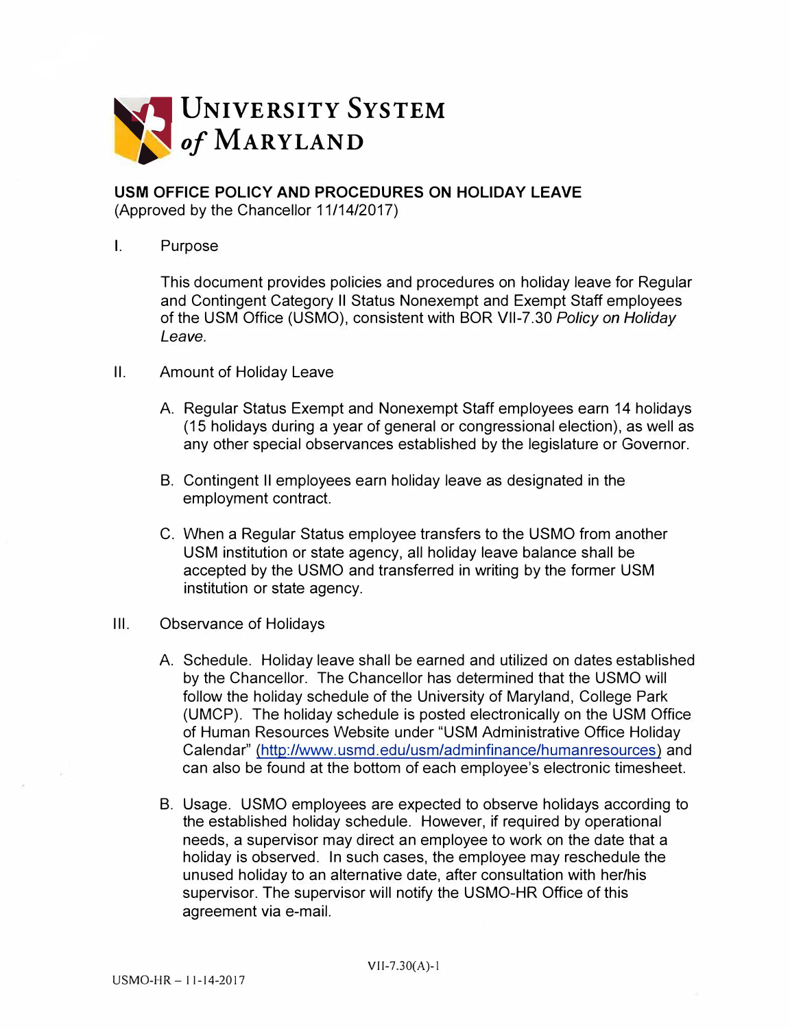# UNIVERSITY SYSTEM of MARYLAND

## USM OFFICE POLICY AND PROCEDURES ON HOLIDAY LEAVE

(Approved by the Chancellor 11/14/2017)

I. Purpose

This document provides policies and procedures on holiday leave for Regular and Contingent Category II Status Nonexempt and Exempt Staff employees of the USM Office (USMO), consistent with BOR VII-7.30 *Policy on Holiday Leave.*

II. Amount of Holiday Leave

A. Regular Status Exempt and Nonexempt Staff employees earn 14 holidays (15 holidays during a year of general or congressional election), as well as any other special observances established by the legislature or Governor.

B. Contingent II employees earn holiday leave as designated in the employment contract.

C. When a Regular Status employee transfers to the USMO from another USM institution or state agency, all holiday leave balance shall be accepted by the USMO and transferred in writing by the former USM institution or state agency.

III. Observance of Holidays

A. Schedule. Holiday leave shall be earned and utilized on dates established by the Chancellor. The Chancellor has determined that the USMO will follow the holiday schedule of the University of Maryland, College Park (UMCP). The holiday schedule is posted electronically on the USM Office of Human Resources Website under "USM Administrative Office Holiday Calendar" (http://www.usmd.edu/usm/adminfinance/humanresources) and can also be found at the bottom of each employee's electronic timesheet.

B. Usage. USMO employees are expected to observe holidays according to the established holiday schedule. However, if required by operational needs, a supervisor may direct an employee to work on the date that a holiday is observed. In such cases, the employee may reschedule the unused holiday to an alternative date, after consultation with her/his supervisor. The supervisor will notify the USMO-HR Office of this agreement via e-mail.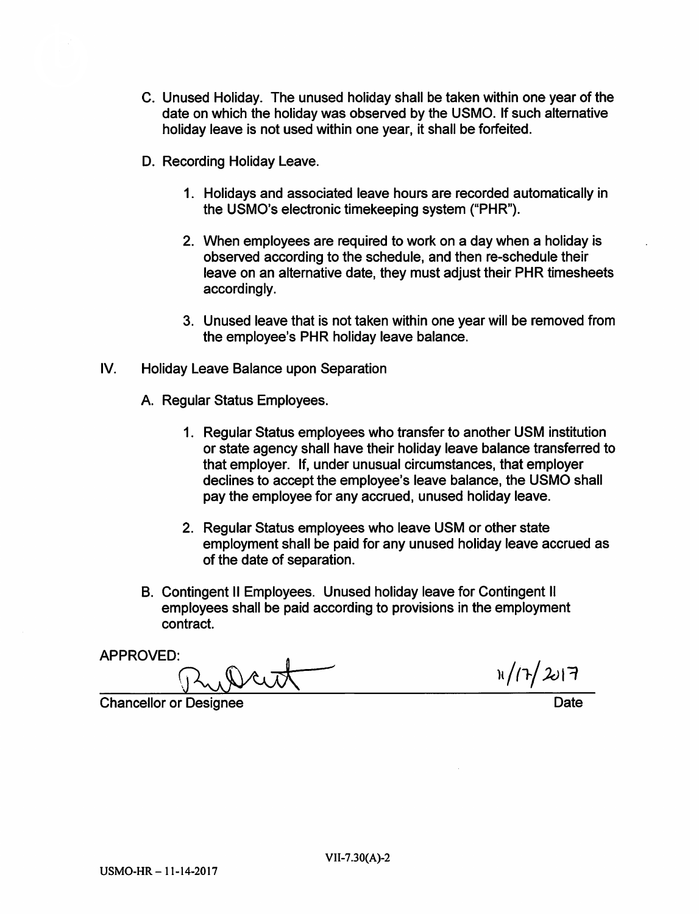C. Unused Holiday. The unused holiday shall be taken within one year of the date on which the holiday was observed by the USMO. If such alternative holiday leave is not used within one year, it shall be forfeited.

D. Recording Holiday Leave.

   1. Holidays and associated leave hours are recorded automatically in the USMO's electronic timekeeping system ("PHR").

   2. When employees are required to work on a day when a holiday is observed according to the schedule, and then re-schedule their leave on an alternative date, they must adjust their PHR timesheets accordingly.

   3. Unused leave that is not taken within one year will be removed from the employee's PHR holiday leave balance.

IV. Holiday Leave Balance upon Separation

A. Regular Status Employees.

   1. Regular Status employees who transfer to another USM institution or state agency shall have their holiday leave balance transferred to that employer. If, under unusual circumstances, that employer declines to accept the employee's leave balance, the USMO shall pay the employee for any accrued, unused holiday leave.

   2. Regular Status employees who leave USM or other state employment shall be paid for any unused holiday leave accrued as of the date of separation.

B. Contingent II Employees. Unused holiday leave for Contingent II employees shall be paid according to provisions in the employment contract.

APPROVED:

Chancellor or Designee — Date: 11/17/2017

VII-7.30(A)-2

USMO-HR – 11-14-2017